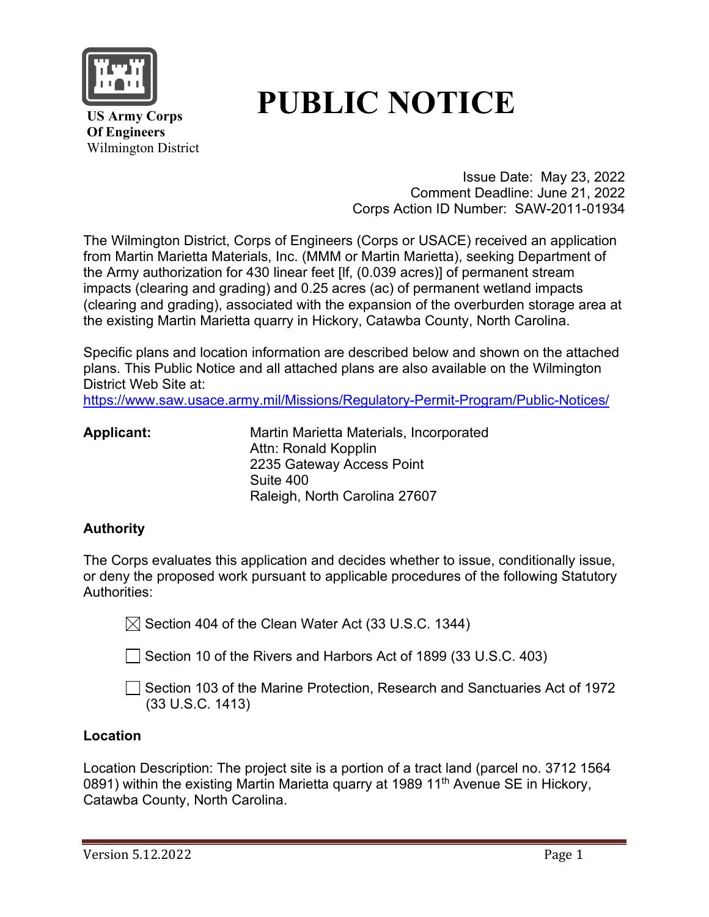US Army Corps
Of Engineers
Wilmington District

# PUBLIC NOTICE

Issue Date: May 23, 2022
Comment Deadline: June 21, 2022
Corps Action ID Number: SAW-2011-01934

The Wilmington District, Corps of Engineers (Corps or USACE) received an application from Martin Marietta Materials, Inc. (MMM or Martin Marietta), seeking Department of the Army authorization for 430 linear feet [lf, (0.039 acres)] of permanent stream impacts (clearing and grading) and 0.25 acres (ac) of permanent wetland impacts (clearing and grading), associated with the expansion of the overburden storage area at the existing Martin Marietta quarry in Hickory, Catawba County, North Carolina.

Specific plans and location information are described below and shown on the attached plans. This Public Notice and all attached plans are also available on the Wilmington District Web Site at:
https://www.saw.usace.army.mil/Missions/Regulatory-Permit-Program/Public-Notices/

**Applicant:** Martin Marietta Materials, Incorporated
Attn: Ronald Kopplin
2235 Gateway Access Point
Suite 400
Raleigh, North Carolina 27607

### Authority

The Corps evaluates this application and decides whether to issue, conditionally issue, or deny the proposed work pursuant to applicable procedures of the following Statutory Authorities:

- ☒ Section 404 of the Clean Water Act (33 U.S.C. 1344)
- ☐ Section 10 of the Rivers and Harbors Act of 1899 (33 U.S.C. 403)
- ☐ Section 103 of the Marine Protection, Research and Sanctuaries Act of 1972 (33 U.S.C. 1413)

### Location

Location Description: The project site is a portion of a tract land (parcel no. 3712 1564 0891) within the existing Martin Marietta quarry at 1989 11th Avenue SE in Hickory, Catawba County, North Carolina.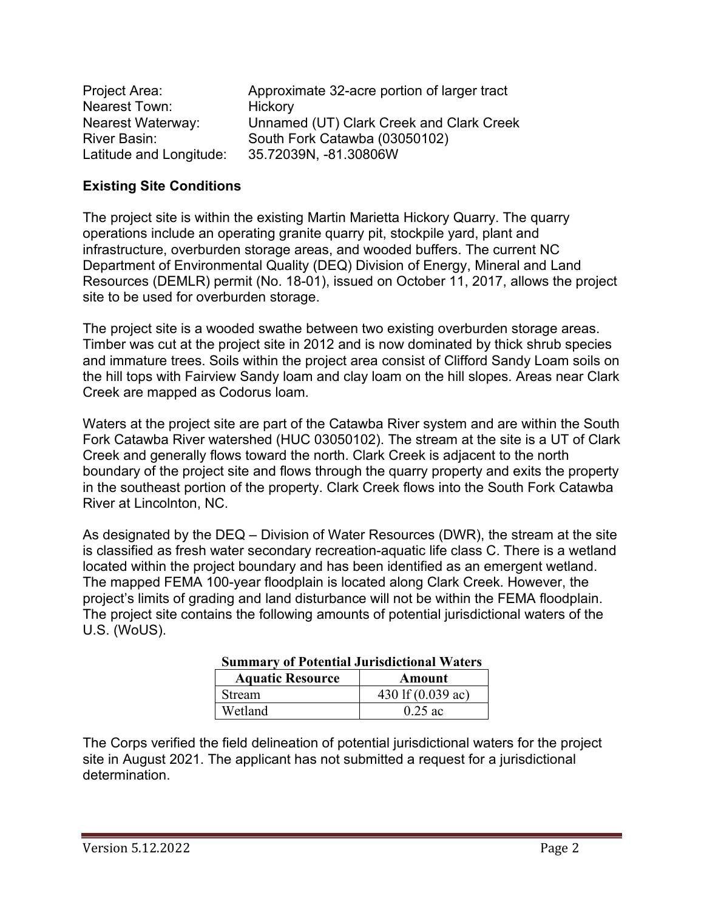| | |
|---|---|
| Project Area: | Approximate 32-acre portion of larger tract |
| Nearest Town: | Hickory |
| Nearest Waterway: | Unnamed (UT) Clark Creek and Clark Creek |
| River Basin: | South Fork Catawba (03050102) |
| Latitude and Longitude: | 35.72039N, -81.30806W |

**Existing Site Conditions**

The project site is within the existing Martin Marietta Hickory Quarry. The quarry operations include an operating granite quarry pit, stockpile yard, plant and infrastructure, overburden storage areas, and wooded buffers. The current NC Department of Environmental Quality (DEQ) Division of Energy, Mineral and Land Resources (DEMLR) permit (No. 18-01), issued on October 11, 2017, allows the project site to be used for overburden storage.

The project site is a wooded swathe between two existing overburden storage areas. Timber was cut at the project site in 2012 and is now dominated by thick shrub species and immature trees. Soils within the project area consist of Clifford Sandy Loam soils on the hill tops with Fairview Sandy loam and clay loam on the hill slopes. Areas near Clark Creek are mapped as Codorus loam.

Waters at the project site are part of the Catawba River system and are within the South Fork Catawba River watershed (HUC 03050102). The stream at the site is a UT of Clark Creek and generally flows toward the north. Clark Creek is adjacent to the north boundary of the project site and flows through the quarry property and exits the property in the southeast portion of the property. Clark Creek flows into the South Fork Catawba River at Lincolnton, NC.

As designated by the DEQ – Division of Water Resources (DWR), the stream at the site is classified as fresh water secondary recreation-aquatic life class C. There is a wetland located within the project boundary and has been identified as an emergent wetland. The mapped FEMA 100-year floodplain is located along Clark Creek. However, the project's limits of grading and land disturbance will not be within the FEMA floodplain. The project site contains the following amounts of potential jurisdictional waters of the U.S. (WoUS).

**Summary of Potential Jurisdictional Waters**

| Aquatic Resource | Amount |
|---|---|
| Stream | 430 lf (0.039 ac) |
| Wetland | 0.25 ac |

The Corps verified the field delineation of potential jurisdictional waters for the project site in August 2021. The applicant has not submitted a request for a jurisdictional determination.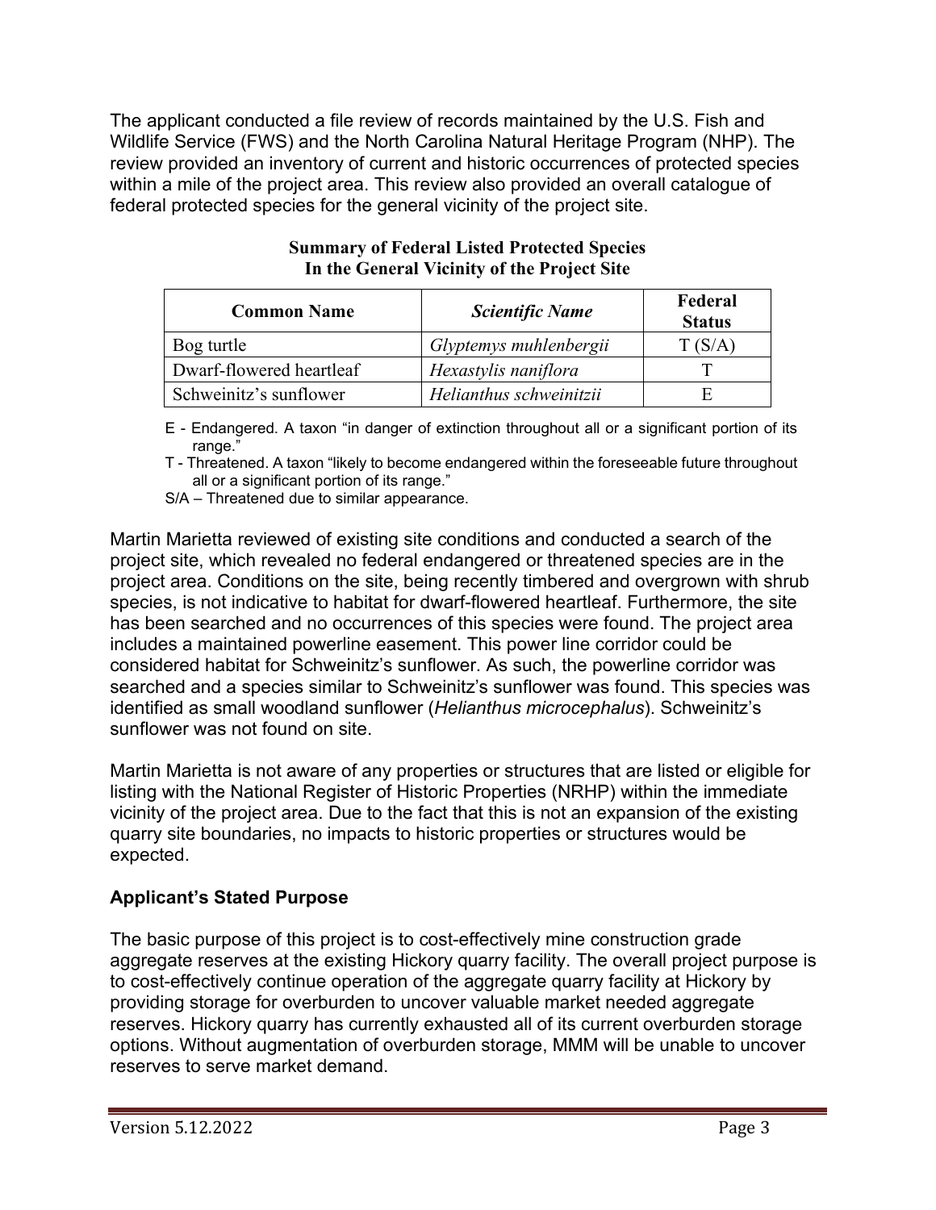The applicant conducted a file review of records maintained by the U.S. Fish and Wildlife Service (FWS) and the North Carolina Natural Heritage Program (NHP). The review provided an inventory of current and historic occurrences of protected species within a mile of the project area. This review also provided an overall catalogue of federal protected species for the general vicinity of the project site.

**Summary of Federal Listed Protected Species**
**In the General Vicinity of the Project Site**

| Common Name | *Scientific Name* | Federal Status |
|---|---|---|
| Bog turtle | *Glyptemys muhlenbergii* | T (S/A) |
| Dwarf-flowered heartleaf | *Hexastylis naniflora* | T |
| Schweinitz's sunflower | *Helianthus schweinitzii* | E |

E - Endangered. A taxon "in danger of extinction throughout all or a significant portion of its range."
T - Threatened. A taxon "likely to become endangered within the foreseeable future throughout all or a significant portion of its range."
S/A – Threatened due to similar appearance.

Martin Marietta reviewed of existing site conditions and conducted a search of the project site, which revealed no federal endangered or threatened species are in the project area. Conditions on the site, being recently timbered and overgrown with shrub species, is not indicative to habitat for dwarf-flowered heartleaf. Furthermore, the site has been searched and no occurrences of this species were found. The project area includes a maintained powerline easement. This power line corridor could be considered habitat for Schweinitz's sunflower. As such, the powerline corridor was searched and a species similar to Schweinitz's sunflower was found. This species was identified as small woodland sunflower (*Helianthus microcephalus*). Schweinitz's sunflower was not found on site.

Martin Marietta is not aware of any properties or structures that are listed or eligible for listing with the National Register of Historic Properties (NRHP) within the immediate vicinity of the project area. Due to the fact that this is not an expansion of the existing quarry site boundaries, no impacts to historic properties or structures would be expected.

## Applicant's Stated Purpose

The basic purpose of this project is to cost-effectively mine construction grade aggregate reserves at the existing Hickory quarry facility. The overall project purpose is to cost-effectively continue operation of the aggregate quarry facility at Hickory by providing storage for overburden to uncover valuable market needed aggregate reserves. Hickory quarry has currently exhausted all of its current overburden storage options. Without augmentation of overburden storage, MMM will be unable to uncover reserves to serve market demand.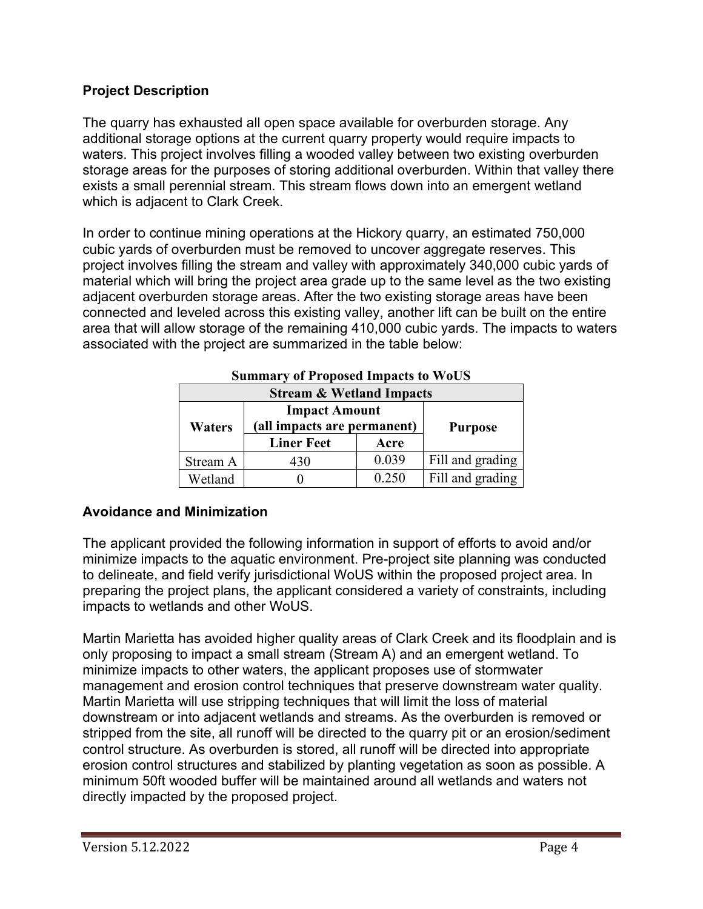## Project Description

The quarry has exhausted all open space available for overburden storage. Any additional storage options at the current quarry property would require impacts to waters. This project involves filling a wooded valley between two existing overburden storage areas for the purposes of storing additional overburden. Within that valley there exists a small perennial stream. This stream flows down into an emergent wetland which is adjacent to Clark Creek.

In order to continue mining operations at the Hickory quarry, an estimated 750,000 cubic yards of overburden must be removed to uncover aggregate reserves. This project involves filling the stream and valley with approximately 340,000 cubic yards of material which will bring the project area grade up to the same level as the two existing adjacent overburden storage areas. After the two existing storage areas have been connected and leveled across this existing valley, another lift can be built on the entire area that will allow storage of the remaining 410,000 cubic yards. The impacts to waters associated with the project are summarized in the table below:

**Summary of Proposed Impacts to WoUS**

| Stream & Wetland Impacts | | | |
|---|---|---|---|
| Waters | Impact Amount (all impacts are permanent) | | Purpose |
| | Liner Feet | Acre | |
| Stream A | 430 | 0.039 | Fill and grading |
| Wetland | 0 | 0.250 | Fill and grading |

## Avoidance and Minimization

The applicant provided the following information in support of efforts to avoid and/or minimize impacts to the aquatic environment. Pre-project site planning was conducted to delineate, and field verify jurisdictional WoUS within the proposed project area. In preparing the project plans, the applicant considered a variety of constraints, including impacts to wetlands and other WoUS.

Martin Marietta has avoided higher quality areas of Clark Creek and its floodplain and is only proposing to impact a small stream (Stream A) and an emergent wetland. To minimize impacts to other waters, the applicant proposes use of stormwater management and erosion control techniques that preserve downstream water quality. Martin Marietta will use stripping techniques that will limit the loss of material downstream or into adjacent wetlands and streams. As the overburden is removed or stripped from the site, all runoff will be directed to the quarry pit or an erosion/sediment control structure. As overburden is stored, all runoff will be directed into appropriate erosion control structures and stabilized by planting vegetation as soon as possible. A minimum 50ft wooded buffer will be maintained around all wetlands and waters not directly impacted by the proposed project.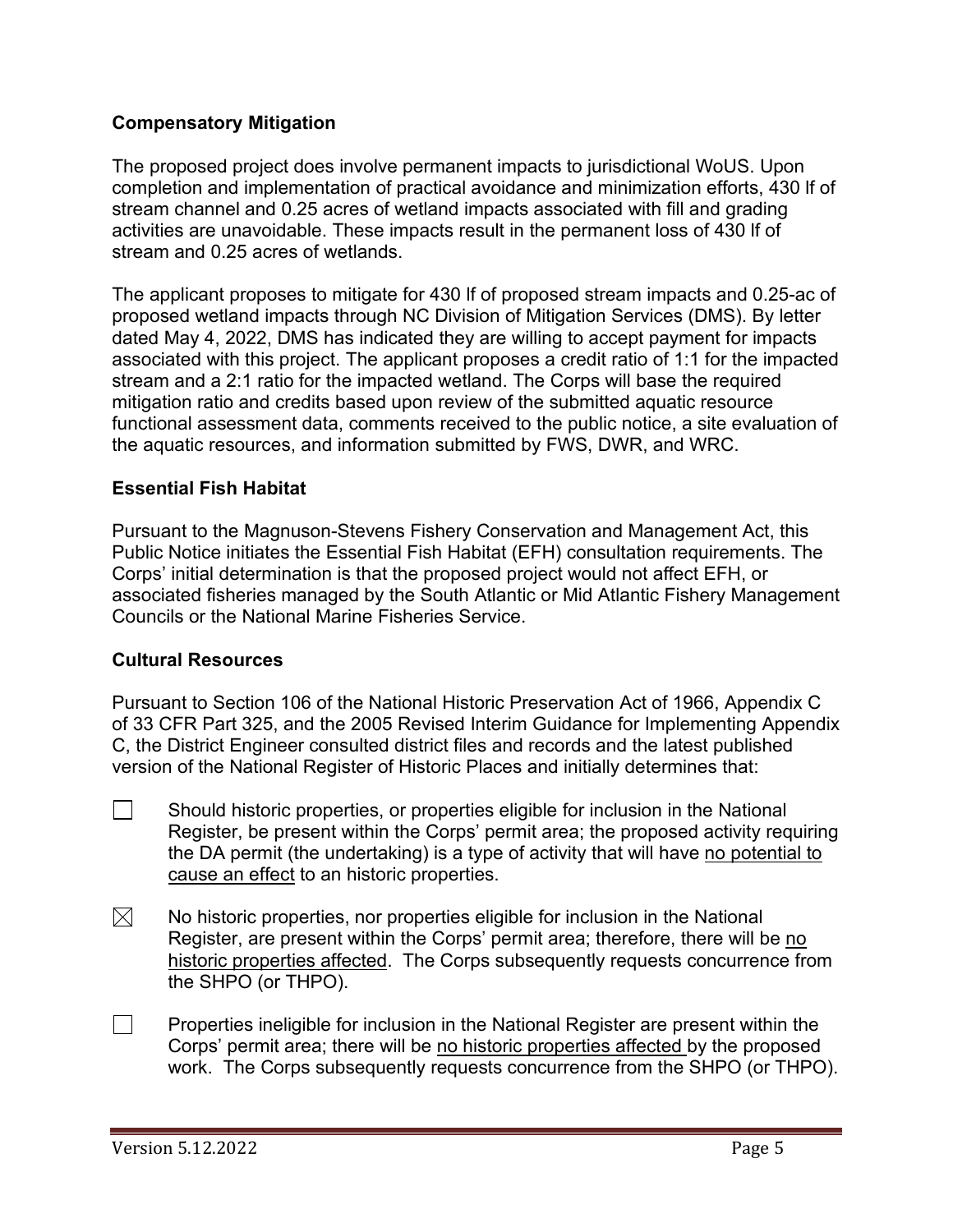**Compensatory Mitigation**

The proposed project does involve permanent impacts to jurisdictional WoUS. Upon completion and implementation of practical avoidance and minimization efforts, 430 lf of stream channel and 0.25 acres of wetland impacts associated with fill and grading activities are unavoidable. These impacts result in the permanent loss of 430 lf of stream and 0.25 acres of wetlands.

The applicant proposes to mitigate for 430 lf of proposed stream impacts and 0.25-ac of proposed wetland impacts through NC Division of Mitigation Services (DMS). By letter dated May 4, 2022, DMS has indicated they are willing to accept payment for impacts associated with this project. The applicant proposes a credit ratio of 1:1 for the impacted stream and a 2:1 ratio for the impacted wetland. The Corps will base the required mitigation ratio and credits based upon review of the submitted aquatic resource functional assessment data, comments received to the public notice, a site evaluation of the aquatic resources, and information submitted by FWS, DWR, and WRC.

**Essential Fish Habitat**

Pursuant to the Magnuson-Stevens Fishery Conservation and Management Act, this Public Notice initiates the Essential Fish Habitat (EFH) consultation requirements. The Corps' initial determination is that the proposed project would not affect EFH, or associated fisheries managed by the South Atlantic or Mid Atlantic Fishery Management Councils or the National Marine Fisheries Service.

**Cultural Resources**

Pursuant to Section 106 of the National Historic Preservation Act of 1966, Appendix C of 33 CFR Part 325, and the 2005 Revised Interim Guidance for Implementing Appendix C, the District Engineer consulted district files and records and the latest published version of the National Register of Historic Places and initially determines that:

☐ Should historic properties, or properties eligible for inclusion in the National Register, be present within the Corps' permit area; the proposed activity requiring the DA permit (the undertaking) is a type of activity that will have no potential to cause an effect to an historic properties.

☒ No historic properties, nor properties eligible for inclusion in the National Register, are present within the Corps' permit area; therefore, there will be no historic properties affected. The Corps subsequently requests concurrence from the SHPO (or THPO).

☐ Properties ineligible for inclusion in the National Register are present within the Corps' permit area; there will be no historic properties affected by the proposed work. The Corps subsequently requests concurrence from the SHPO (or THPO).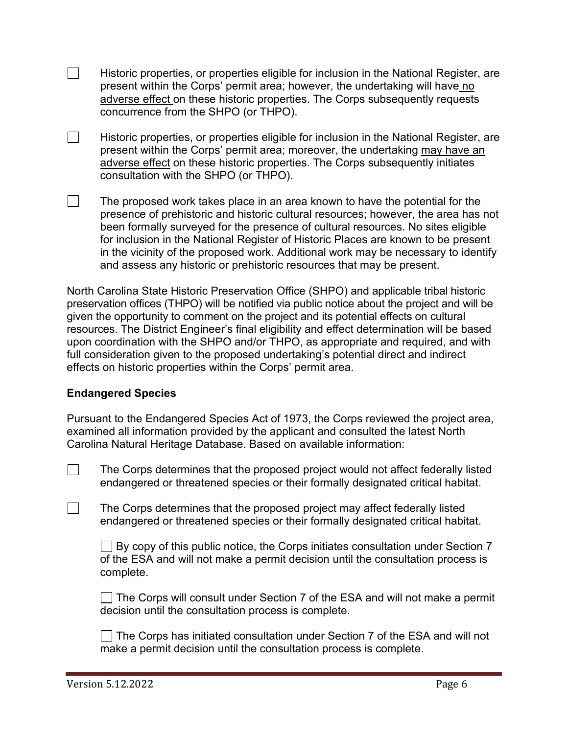- [ ] Historic properties, or properties eligible for inclusion in the National Register, are present within the Corps' permit area; however, the undertaking will have no adverse effect on these historic properties. The Corps subsequently requests concurrence from the SHPO (or THPO).

- [ ] Historic properties, or properties eligible for inclusion in the National Register, are present within the Corps' permit area; moreover, the undertaking may have an adverse effect on these historic properties. The Corps subsequently initiates consultation with the SHPO (or THPO).

- [ ] The proposed work takes place in an area known to have the potential for the presence of prehistoric and historic cultural resources; however, the area has not been formally surveyed for the presence of cultural resources. No sites eligible for inclusion in the National Register of Historic Places are known to be present in the vicinity of the proposed work. Additional work may be necessary to identify and assess any historic or prehistoric resources that may be present.

North Carolina State Historic Preservation Office (SHPO) and applicable tribal historic preservation offices (THPO) will be notified via public notice about the project and will be given the opportunity to comment on the project and its potential effects on cultural resources. The District Engineer's final eligibility and effect determination will be based upon coordination with the SHPO and/or THPO, as appropriate and required, and with full consideration given to the proposed undertaking's potential direct and indirect effects on historic properties within the Corps' permit area.

**Endangered Species**

Pursuant to the Endangered Species Act of 1973, the Corps reviewed the project area, examined all information provided by the applicant and consulted the latest North Carolina Natural Heritage Database. Based on available information:

- [ ] The Corps determines that the proposed project would not affect federally listed endangered or threatened species or their formally designated critical habitat.

- [ ] The Corps determines that the proposed project may affect federally listed endangered or threatened species or their formally designated critical habitat.

  - [ ] By copy of this public notice, the Corps initiates consultation under Section 7 of the ESA and will not make a permit decision until the consultation process is complete.

  - [ ] The Corps will consult under Section 7 of the ESA and will not make a permit decision until the consultation process is complete.

  - [ ] The Corps has initiated consultation under Section 7 of the ESA and will not make a permit decision until the consultation process is complete.

Version 5.12.2022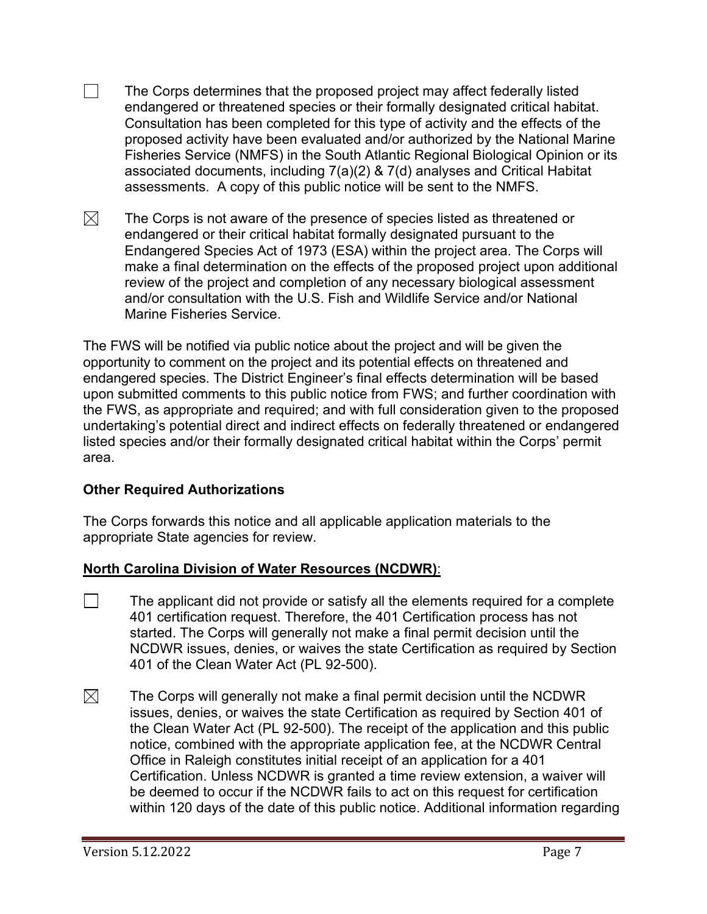☐ The Corps determines that the proposed project may affect federally listed endangered or threatened species or their formally designated critical habitat. Consultation has been completed for this type of activity and the effects of the proposed activity have been evaluated and/or authorized by the National Marine Fisheries Service (NMFS) in the South Atlantic Regional Biological Opinion or its associated documents, including 7(a)(2) & 7(d) analyses and Critical Habitat assessments. A copy of this public notice will be sent to the NMFS.

☒ The Corps is not aware of the presence of species listed as threatened or endangered or their critical habitat formally designated pursuant to the Endangered Species Act of 1973 (ESA) within the project area. The Corps will make a final determination on the effects of the proposed project upon additional review of the project and completion of any necessary biological assessment and/or consultation with the U.S. Fish and Wildlife Service and/or National Marine Fisheries Service.

The FWS will be notified via public notice about the project and will be given the opportunity to comment on the project and its potential effects on threatened and endangered species. The District Engineer's final effects determination will be based upon submitted comments to this public notice from FWS; and further coordination with the FWS, as appropriate and required; and with full consideration given to the proposed undertaking's potential direct and indirect effects on federally threatened or endangered listed species and/or their formally designated critical habitat within the Corps' permit area.

**Other Required Authorizations**

The Corps forwards this notice and all applicable application materials to the appropriate State agencies for review.

**North Carolina Division of Water Resources (NCDWR)**:

☐ The applicant did not provide or satisfy all the elements required for a complete 401 certification request. Therefore, the 401 Certification process has not started. The Corps will generally not make a final permit decision until the NCDWR issues, denies, or waives the state Certification as required by Section 401 of the Clean Water Act (PL 92-500).

☒ The Corps will generally not make a final permit decision until the NCDWR issues, denies, or waives the state Certification as required by Section 401 of the Clean Water Act (PL 92-500). The receipt of the application and this public notice, combined with the appropriate application fee, at the NCDWR Central Office in Raleigh constitutes initial receipt of an application for a 401 Certification. Unless NCDWR is granted a time review extension, a waiver will be deemed to occur if the NCDWR fails to act on this request for certification within 120 days of the date of this public notice. Additional information regarding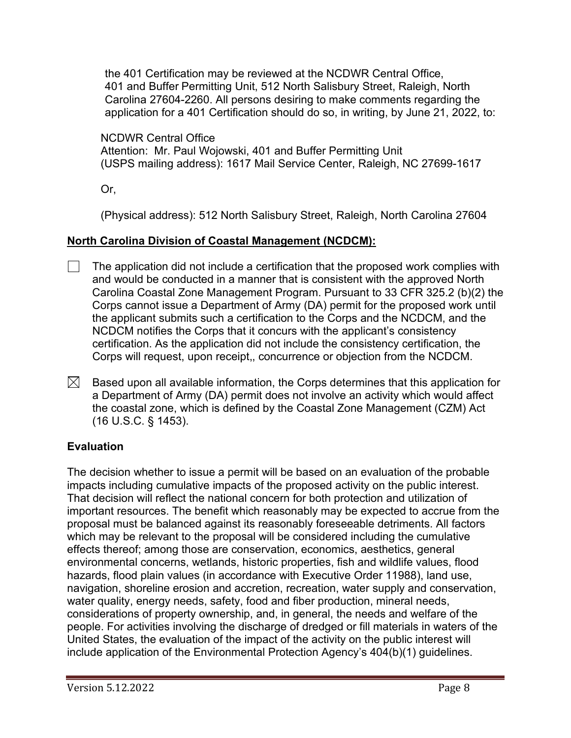the 401 Certification may be reviewed at the NCDWR Central Office, 401 and Buffer Permitting Unit, 512 North Salisbury Street, Raleigh, North Carolina 27604-2260. All persons desiring to make comments regarding the application for a 401 Certification should do so, in writing, by June 21, 2022, to:

NCDWR Central Office
Attention: Mr. Paul Wojowski, 401 and Buffer Permitting Unit
(USPS mailing address): 1617 Mail Service Center, Raleigh, NC 27699-1617

Or,

(Physical address): 512 North Salisbury Street, Raleigh, North Carolina 27604

**North Carolina Division of Coastal Management (NCDCM):**

☐ The application did not include a certification that the proposed work complies with and would be conducted in a manner that is consistent with the approved North Carolina Coastal Zone Management Program. Pursuant to 33 CFR 325.2 (b)(2) the Corps cannot issue a Department of Army (DA) permit for the proposed work until the applicant submits such a certification to the Corps and the NCDCM, and the NCDCM notifies the Corps that it concurs with the applicant's consistency certification. As the application did not include the consistency certification, the Corps will request, upon receipt,, concurrence or objection from the NCDCM.

☒ Based upon all available information, the Corps determines that this application for a Department of Army (DA) permit does not involve an activity which would affect the coastal zone, which is defined by the Coastal Zone Management (CZM) Act (16 U.S.C. § 1453).

**Evaluation**

The decision whether to issue a permit will be based on an evaluation of the probable impacts including cumulative impacts of the proposed activity on the public interest. That decision will reflect the national concern for both protection and utilization of important resources. The benefit which reasonably may be expected to accrue from the proposal must be balanced against its reasonably foreseeable detriments. All factors which may be relevant to the proposal will be considered including the cumulative effects thereof; among those are conservation, economics, aesthetics, general environmental concerns, wetlands, historic properties, fish and wildlife values, flood hazards, flood plain values (in accordance with Executive Order 11988), land use, navigation, shoreline erosion and accretion, recreation, water supply and conservation, water quality, energy needs, safety, food and fiber production, mineral needs, considerations of property ownership, and, in general, the needs and welfare of the people. For activities involving the discharge of dredged or fill materials in waters of the United States, the evaluation of the impact of the activity on the public interest will include application of the Environmental Protection Agency's 404(b)(1) guidelines.

Version 5.12.2022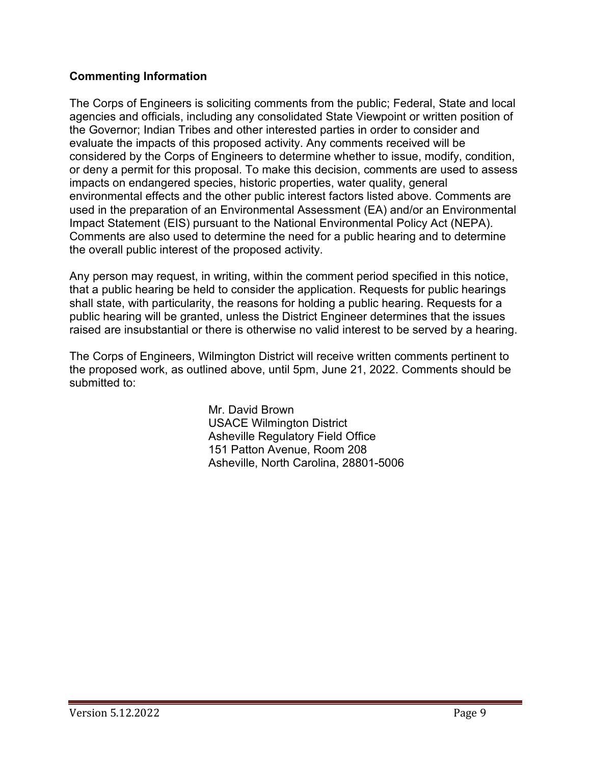### Commenting Information

The Corps of Engineers is soliciting comments from the public; Federal, State and local agencies and officials, including any consolidated State Viewpoint or written position of the Governor; Indian Tribes and other interested parties in order to consider and evaluate the impacts of this proposed activity. Any comments received will be considered by the Corps of Engineers to determine whether to issue, modify, condition, or deny a permit for this proposal. To make this decision, comments are used to assess impacts on endangered species, historic properties, water quality, general environmental effects and the other public interest factors listed above. Comments are used in the preparation of an Environmental Assessment (EA) and/or an Environmental Impact Statement (EIS) pursuant to the National Environmental Policy Act (NEPA). Comments are also used to determine the need for a public hearing and to determine the overall public interest of the proposed activity.

Any person may request, in writing, within the comment period specified in this notice, that a public hearing be held to consider the application. Requests for public hearings shall state, with particularity, the reasons for holding a public hearing. Requests for a public hearing will be granted, unless the District Engineer determines that the issues raised are insubstantial or there is otherwise no valid interest to be served by a hearing.

The Corps of Engineers, Wilmington District will receive written comments pertinent to the proposed work, as outlined above, until 5pm, June 21, 2022. Comments should be submitted to:

Mr. David Brown
USACE Wilmington District
Asheville Regulatory Field Office
151 Patton Avenue, Room 208
Asheville, North Carolina, 28801-5006